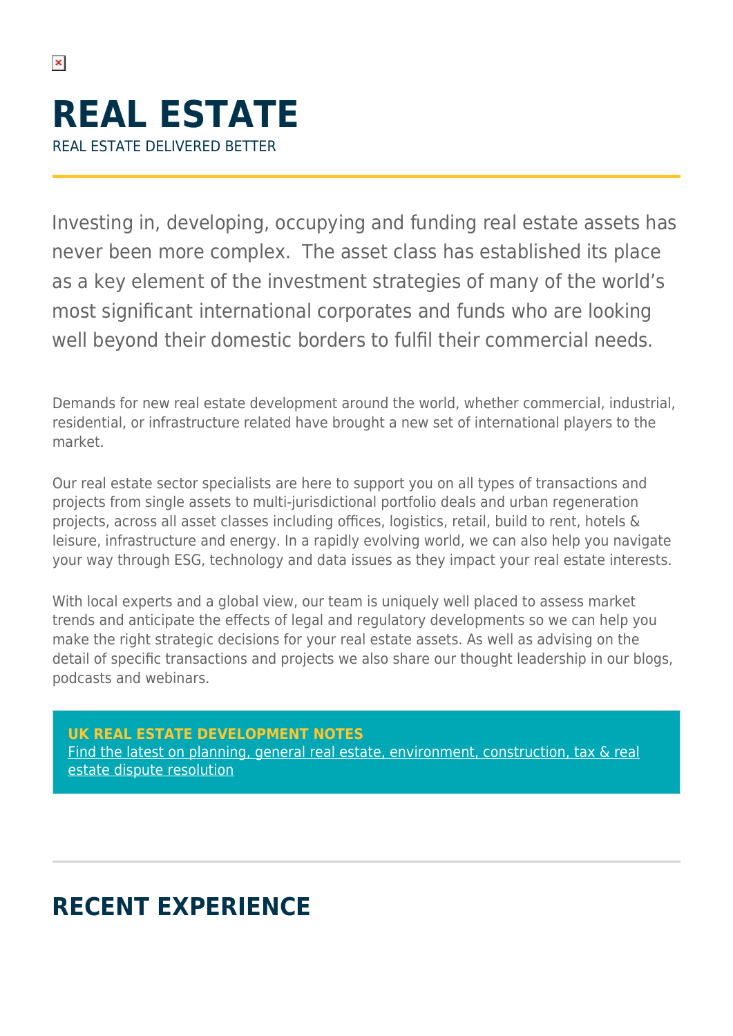# REAL ESTATE

REAL ESTATE DELIVERED BETTER

Investing in, developing, occupying and funding real estate assets has never been more complex. The asset class has established its place as a key element of the investment strategies of many of the world's most significant international corporates and funds who are looking well beyond their domestic borders to fulfil their commercial needs.

Demands for new real estate development around the world, whether commercial, industrial, residential, or infrastructure related have brought a new set of international players to the market.

Our real estate sector specialists are here to support you on all types of transactions and projects from single assets to multi-jurisdictional portfolio deals and urban regeneration projects, across all asset classes including offices, logistics, retail, build to rent, hotels & leisure, infrastructure and energy. In a rapidly evolving world, we can also help you navigate your way through ESG, technology and data issues as they impact your real estate interests.

With local experts and a global view, our team is uniquely well placed to assess market trends and anticipate the effects of legal and regulatory developments so we can help you make the right strategic decisions for your real estate assets. As well as advising on the detail of specific transactions and projects we also share our thought leadership in our blogs, podcasts and webinars.

**UK REAL ESTATE DEVELOPMENT NOTES**

Find the latest on planning, general real estate, environment, construction, tax & real estate dispute resolution

## RECENT EXPERIENCE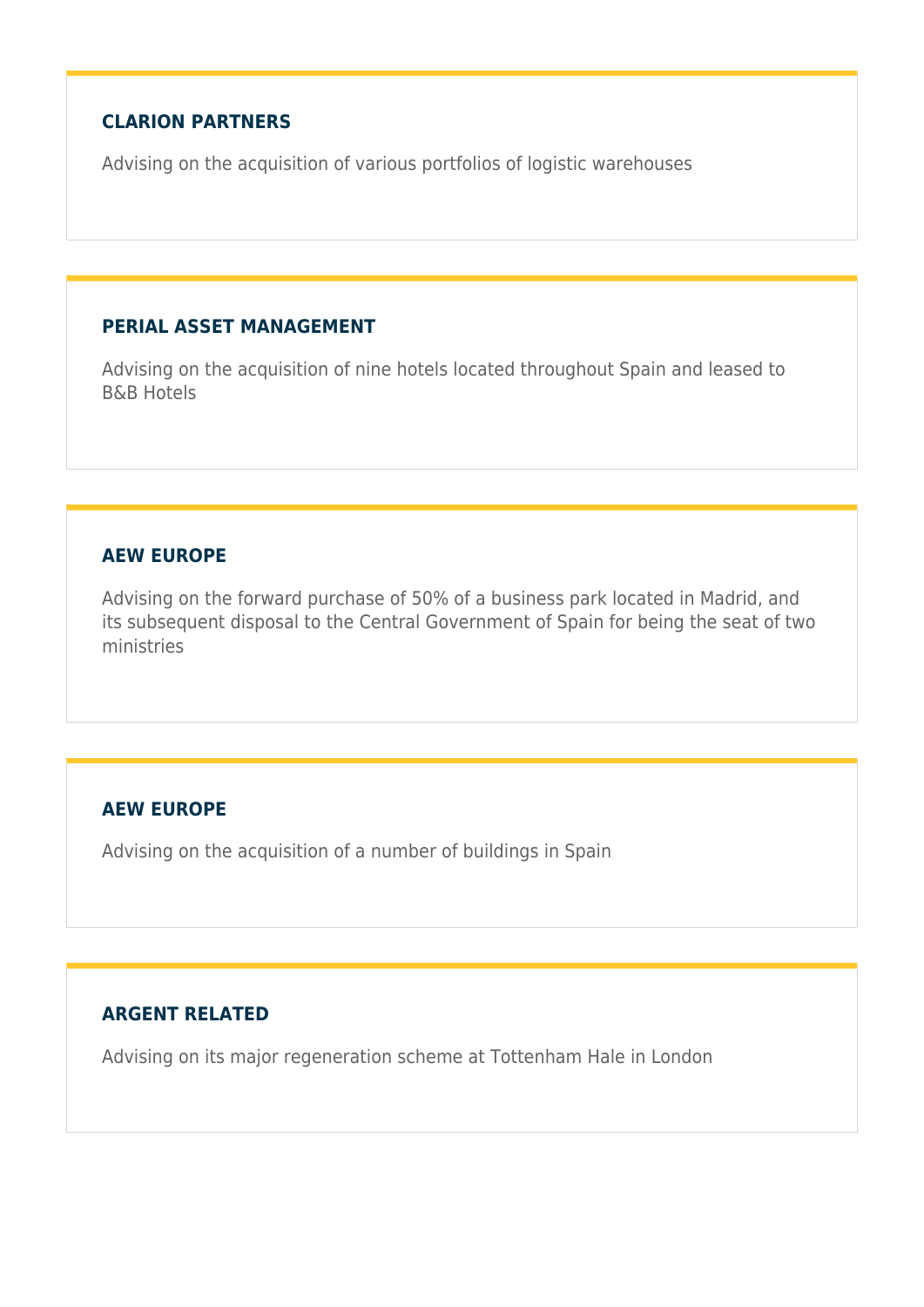### CLARION PARTNERS

Advising on the acquisition of various portfolios of logistic warehouses

### PERIAL ASSET MANAGEMENT

Advising on the acquisition of nine hotels located throughout Spain and leased to B&B Hotels

### AEW EUROPE

Advising on the forward purchase of 50% of a business park located in Madrid, and its subsequent disposal to the Central Government of Spain for being the seat of two ministries

### AEW EUROPE

Advising on the acquisition of a number of buildings in Spain

### ARGENT RELATED

Advising on its major regeneration scheme at Tottenham Hale in London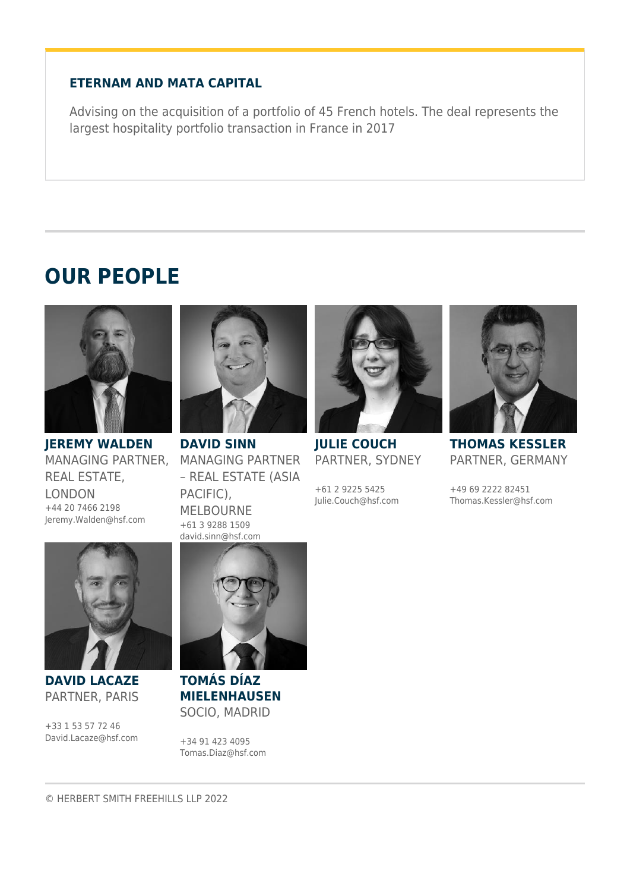**ETERNAM AND MATA CAPITAL**

Advising on the acquisition of a portfolio of 45 French hotels. The deal represents the largest hospitality portfolio transaction in France in 2017

## OUR PEOPLE

**JEREMY WALDEN**
MANAGING PARTNER, REAL ESTATE, LONDON
+44 20 7466 2198
Jeremy.Walden@hsf.com

**DAVID SINN**
MANAGING PARTNER – REAL ESTATE (ASIA PACIFIC), MELBOURNE
+61 3 9288 1509
david.sinn@hsf.com

**JULIE COUCH**
PARTNER, SYDNEY
+61 2 9225 5425
Julie.Couch@hsf.com

**THOMAS KESSLER**
PARTNER, GERMANY
+49 69 2222 82451
Thomas.Kessler@hsf.com

**DAVID LACAZE**
PARTNER, PARIS
+33 1 53 57 72 46
David.Lacaze@hsf.com

**TOMÁS DÍAZ MIELENHAUSEN**
SOCIO, MADRID
+34 91 423 4095
Tomas.Diaz@hsf.com

© HERBERT SMITH FREEHILLS LLP 2022